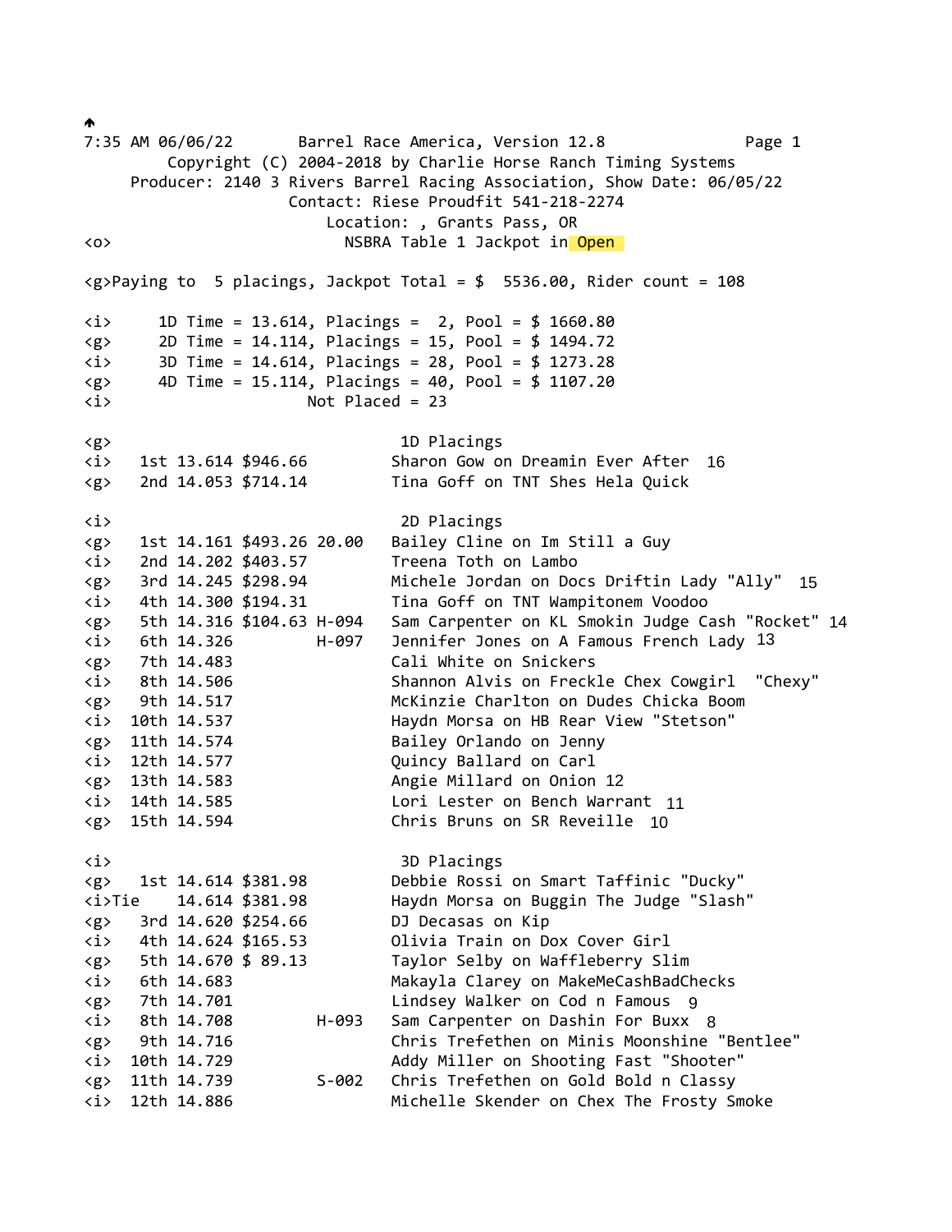7:35 AM 06/06/22 Barrel Race America, Version 12.8 Page 1
Copyright (C) 2004-2018 by Charlie Horse Ranch Timing Systems
Producer: 2140 3 Rivers Barrel Racing Association, Show Date: 06/05/22
Contact: Riese Proudfit 541-218-2274
Location: , Grants Pass, OR

<o> NSBRA Table 1 Jackpot in Open

<g>Paying to 5 placings, Jackpot Total = $ 5536.00, Rider count = 108

```
<i>     1D Time = 13.614, Placings =  2, Pool = $ 1660.80
<g>     2D Time = 14.114, Placings = 15, Pool = $ 1494.72
<i>     3D Time = 14.614, Placings = 28, Pool = $ 1273.28
<g>     4D Time = 15.114, Placings = 40, Pool = $ 1107.20
<i>                       Not Placed = 23

<g>                                 1D Placings
<i>   1st 13.614 $946.66            Sharon Gow on Dreamin Ever After  16
<g>   2nd 14.053 $714.14            Tina Goff on TNT Shes Hela Quick

<i>                                 2D Placings
<g>   1st 14.161 $493.26 20.00      Bailey Cline on Im Still a Guy
<i>   2nd 14.202 $403.57            Treena Toth on Lambo
<g>   3rd 14.245 $298.94            Michele Jordan on Docs Driftin Lady "Ally"  15
<i>   4th 14.300 $194.31            Tina Goff on TNT Wampitonem Voodoo
<g>   5th 14.316 $104.63 H-094      Sam Carpenter on KL Smokin Judge Cash "Rocket" 14
<i>   6th 14.326         H-097      Jennifer Jones on A Famous French Lady  13
<g>   7th 14.483                    Cali White on Snickers
<i>   8th 14.506                    Shannon Alvis on Freckle Chex Cowgirl  "Chexy"
<g>   9th 14.517                    McKinzie Charlton on Dudes Chicka Boom
<i>  10th 14.537                    Haydn Morsa on HB Rear View "Stetson"
<g>  11th 14.574                    Bailey Orlando on Jenny
<i>  12th 14.577                    Quincy Ballard on Carl
<g>  13th 14.583                    Angie Millard on Onion 12
<i>  14th 14.585                    Lori Lester on Bench Warrant  11
<g>  15th 14.594                    Chris Bruns on SR Reveille  10

<i>                                 3D Placings
<g>   1st 14.614 $381.98            Debbie Rossi on Smart Taffinic "Ducky"
<i>Tie    14.614 $381.98            Haydn Morsa on Buggin The Judge "Slash"
<g>   3rd 14.620 $254.66            DJ Decasas on Kip
<i>   4th 14.624 $165.53            Olivia Train on Dox Cover Girl
<g>   5th 14.670 $ 89.13            Taylor Selby on Waffleberry Slim
<i>   6th 14.683                    Makayla Clarey on MakeMeCashBadChecks
<g>   7th 14.701                    Lindsey Walker on Cod n Famous  9
<i>   8th 14.708         H-093      Sam Carpenter on Dashin For Buxx  8
<g>   9th 14.716                    Chris Trefethen on Minis Moonshine "Bentlee"
<i>  10th 14.729                    Addy Miller on Shooting Fast "Shooter"
<g>  11th 14.739         S-002      Chris Trefethen on Gold Bold n Classy
<i>  12th 14.886                    Michelle Skender on Chex The Frosty Smoke
```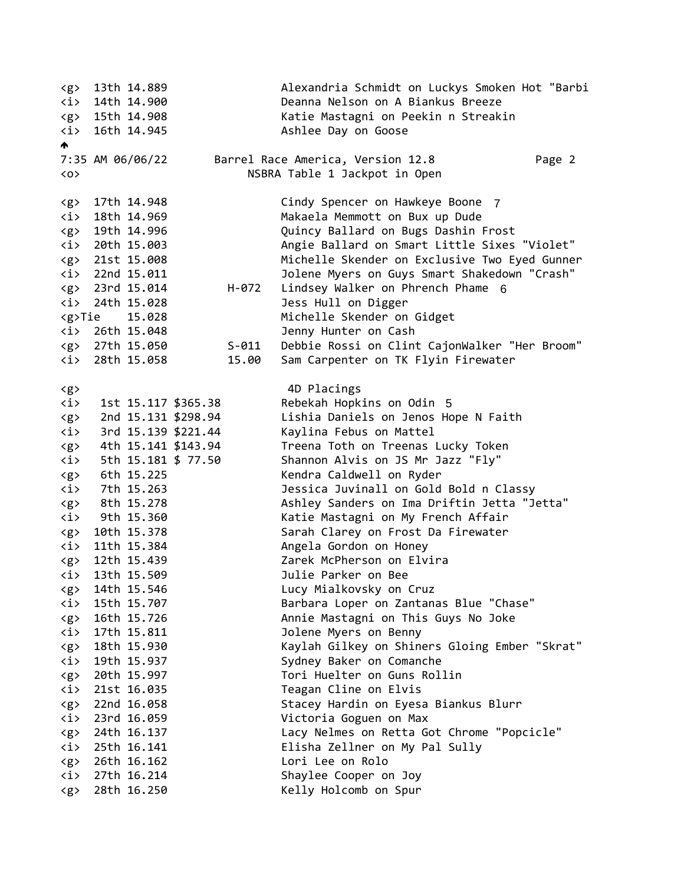```
<g>  13th 14.889                  Alexandria Schmidt on Luckys Smoken Hot "Barbi
<i>  14th 14.900                  Deanna Nelson on A Biankus Breeze
<g>  15th 14.908                  Katie Mastagni on Peekin n Streakin
<i>  16th 14.945                  Ashlee Day on Goose

<o>                          NSBRA Table 1 Jackpot in Open

<g>  17th 14.948                  Cindy Spencer on Hawkeye Boone  7
<i>  18th 14.969                  Makaela Memmott on Bux up Dude
<g>  19th 14.996                  Quincy Ballard on Bugs Dashin Frost
<i>  20th 15.003                  Angie Ballard on Smart Little Sixes "Violet"
<g>  21st 15.008                  Michelle Skender on Exclusive Two Eyed Gunner
<i>  22nd 15.011                  Jolene Myers on Guys Smart Shakedown "Crash"
<g>  23rd 15.014         H-072    Lindsey Walker on Phrench Phame  6
<i>  24th 15.028                  Jess Hull on Digger
<g>Tie    15.028                  Michelle Skender on Gidget
<i>  26th 15.048                  Jenny Hunter on Cash
<g>  27th 15.050         S-011    Debbie Rossi on Clint CajonWalker "Her Broom"
<i>  28th 15.058         15.00    Sam Carpenter on TK Flyin Firewater

<g>                                4D Placings
<i>   1st 15.117 $365.38          Rebekah Hopkins on Odin  5
<g>   2nd 15.131 $298.94          Lishia Daniels on Jenos Hope N Faith
<i>   3rd 15.139 $221.44          Kaylina Febus on Mattel
<g>   4th 15.141 $143.94          Treena Toth on Treenas Lucky Token
<i>   5th 15.181 $ 77.50          Shannon Alvis on JS Mr Jazz "Fly"
<g>   6th 15.225                  Kendra Caldwell on Ryder
<i>   7th 15.263                  Jessica Juvinall on Gold Bold n Classy
<g>   8th 15.278                  Ashley Sanders on Ima Driftin Jetta "Jetta"
<i>   9th 15.360                  Katie Mastagni on My French Affair
<g>  10th 15.378                  Sarah Clarey on Frost Da Firewater
<i>  11th 15.384                  Angela Gordon on Honey
<g>  12th 15.439                  Zarek McPherson on Elvira
<i>  13th 15.509                  Julie Parker on Bee
<g>  14th 15.546                  Lucy Mialkovsky on Cruz
<i>  15th 15.707                  Barbara Loper on Zantanas Blue "Chase"
<g>  16th 15.726                  Annie Mastagni on This Guys No Joke
<i>  17th 15.811                  Jolene Myers on Benny
<g>  18th 15.930                  Kaylah Gilkey on Shiners Gloing Ember "Skrat"
<i>  19th 15.937                  Sydney Baker on Comanche
<g>  20th 15.997                  Tori Huelter on Guns Rollin
<i>  21st 16.035                  Teagan Cline on Elvis
<g>  22nd 16.058                  Stacey Hardin on Eyesa Biankus Blurr
<i>  23rd 16.059                  Victoria Goguen on Max
<g>  24th 16.137                  Lacy Nelmes on Retta Got Chrome "Popcicle"
<i>  25th 16.141                  Elisha Zellner on My Pal Sully
<g>  26th 16.162                  Lori Lee on Rolo
<i>  27th 16.214                  Shaylee Cooper on Joy
<g>  28th 16.250                  Kelly Holcomb on Spur
```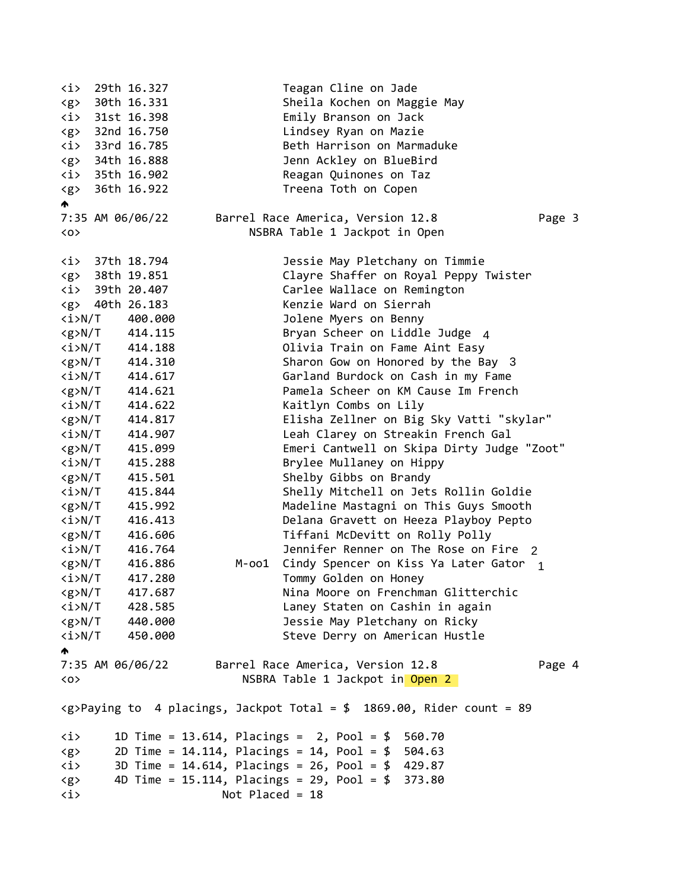```
<i>  29th 16.327               Teagan Cline on Jade
<g>  30th 16.331               Sheila Kochen on Maggie May
<i>  31st 16.398               Emily Branson on Jack
<g>  32nd 16.750               Lindsey Ryan on Mazie
<i>  33rd 16.785               Beth Harrison on Marmaduke
<g>  34th 16.888               Jenn Ackley on BlueBird
<i>  35th 16.902               Reagan Quinones on Taz
<g>  36th 16.922               Treena Toth on Copen
```

```
7:35 AM 06/06/22       Barrel Race America, Version 12.8
<o>                        NSBRA Table 1 Jackpot in Open

<i>  37th 18.794               Jessie May Pletchany on Timmie
<g>  38th 19.851               Clayre Shaffer on Royal Peppy Twister
<i>  39th 20.407               Carlee Wallace on Remington
<g>  40th 26.183               Kenzie Ward on Sierrah
<i>N/T    400.000              Jolene Myers on Benny
<g>N/T    414.115              Bryan Scheer on Liddle Judge  4
<i>N/T    414.188              Olivia Train on Fame Aint Easy
<g>N/T    414.310              Sharon Gow on Honored by the Bay  3
<i>N/T    414.617              Garland Burdock on Cash in my Fame
<g>N/T    414.621              Pamela Scheer on KM Cause Im French
<i>N/T    414.622              Kaitlyn Combs on Lily
<g>N/T    414.817              Elisha Zellner on Big Sky Vatti "skylar"
<i>N/T    414.907              Leah Clarey on Streakin French Gal
<g>N/T    415.099              Emeri Cantwell on Skipa Dirty Judge "Zoot"
<i>N/T    415.288              Brylee Mullaney on Hippy
<g>N/T    415.501              Shelby Gibbs on Brandy
<i>N/T    415.844              Shelly Mitchell on Jets Rollin Goldie
<g>N/T    415.992              Madeline Mastagni on This Guys Smooth
<i>N/T    416.413              Delana Gravett on Heeza Playboy Pepto
<g>N/T    416.606              Tiffani McDevitt on Rolly Polly
<i>N/T    416.764              Jennifer Renner on The Rose on Fire  2
<g>N/T    416.886        M-oo1 Cindy Spencer on Kiss Ya Later Gator  1
<i>N/T    417.280              Tommy Golden on Honey
<g>N/T    417.687              Nina Moore on Frenchman Glitterchic
<i>N/T    428.585              Laney Staten on Cashin in again
<g>N/T    440.000              Jessie May Pletchany on Ricky
<i>N/T    450.000              Steve Derry on American Hustle
```

```
7:35 AM 06/06/22       Barrel Race America, Version 12.8
<o>                       NSBRA Table 1 Jackpot in Open 2

<g>Paying to  4 placings, Jackpot Total = $  1869.00, Rider count = 89

<i>      1D Time = 13.614, Placings =  2, Pool = $  560.70
<g>      2D Time = 14.114, Placings = 14, Pool = $  504.63
<i>      3D Time = 14.614, Placings = 26, Pool = $  429.87
<g>      4D Time = 15.114, Placings = 29, Pool = $  373.80
<i>                     Not Placed = 18
```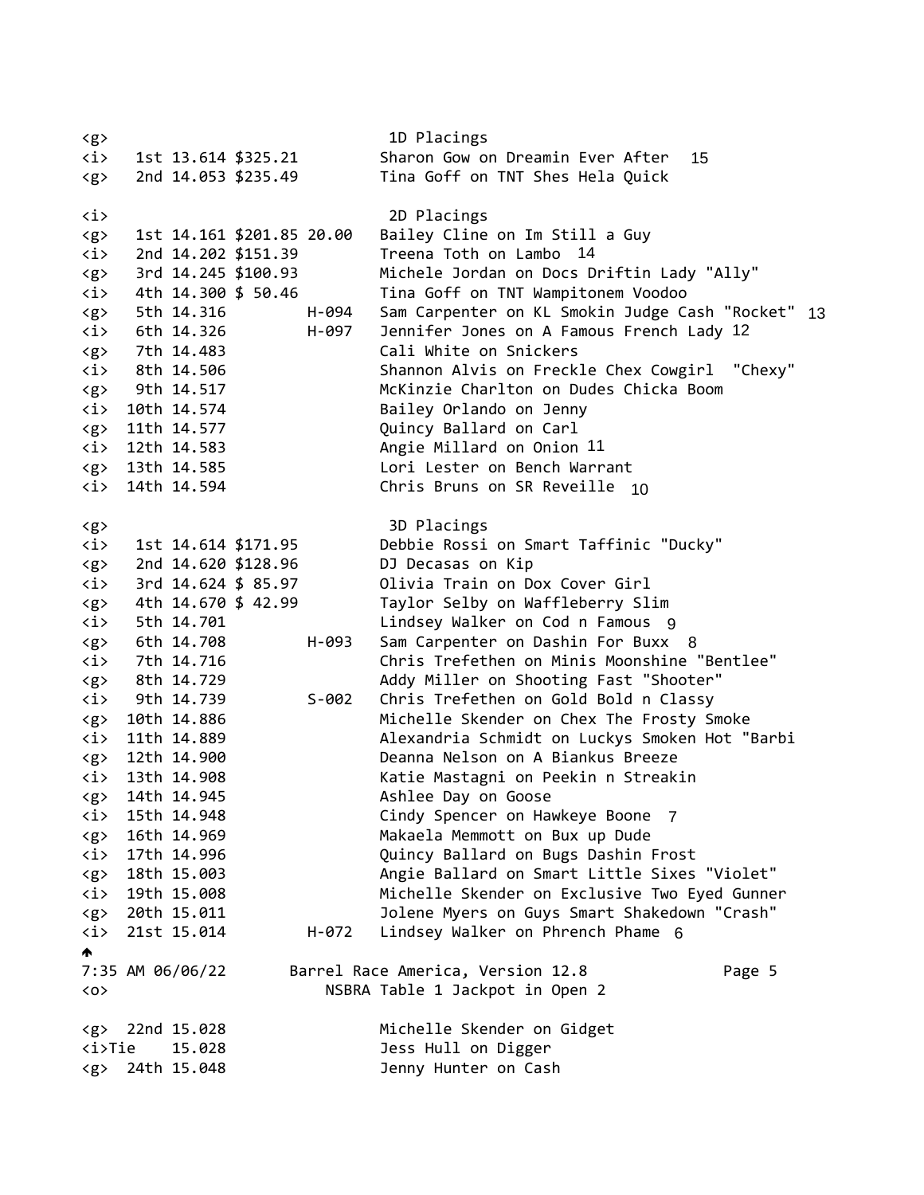```
<g>                                     1D Placings
<i>   1st 13.614 $325.21          Sharon Gow on Dreamin Ever After   15
<g>   2nd 14.053 $235.49          Tina Goff on TNT Shes Hela Quick

<i>                                     2D Placings
<g>   1st 14.161 $201.85 20.00    Bailey Cline on Im Still a Guy
<i>   2nd 14.202 $151.39          Treena Toth on Lambo  14
<g>   3rd 14.245 $100.93          Michele Jordan on Docs Driftin Lady "Ally"
<i>   4th 14.300 $ 50.46          Tina Goff on TNT Wampitonem Voodoo
<g>   5th 14.316           H-094  Sam Carpenter on KL Smokin Judge Cash "Rocket"  13
<i>   6th 14.326           H-097  Jennifer Jones on A Famous French Lady 12
<g>   7th 14.483                  Cali White on Snickers
<i>   8th 14.506                  Shannon Alvis on Freckle Chex Cowgirl  "Chexy"
<g>   9th 14.517                  McKinzie Charlton on Dudes Chicka Boom
<i>  10th 14.574                  Bailey Orlando on Jenny
<g>  11th 14.577                  Quincy Ballard on Carl
<i>  12th 14.583                  Angie Millard on Onion 11
<g>  13th 14.585                  Lori Lester on Bench Warrant
<i>  14th 14.594                  Chris Bruns on SR Reveille  10

<g>                                     3D Placings
<i>   1st 14.614 $171.95          Debbie Rossi on Smart Taffinic "Ducky"
<g>   2nd 14.620 $128.96          DJ Decasas on Kip
<i>   3rd 14.624 $ 85.97          Olivia Train on Dox Cover Girl
<g>   4th 14.670 $ 42.99          Taylor Selby on Waffleberry Slim
<i>   5th 14.701                  Lindsey Walker on Cod n Famous  9
<g>   6th 14.708           H-093  Sam Carpenter on Dashin For Buxx  8
<i>   7th 14.716                  Chris Trefethen on Minis Moonshine "Bentlee"
<g>   8th 14.729                  Addy Miller on Shooting Fast "Shooter"
<i>   9th 14.739           S-002  Chris Trefethen on Gold Bold n Classy
<g>  10th 14.886                  Michelle Skender on Chex The Frosty Smoke
<i>  11th 14.889                  Alexandria Schmidt on Luckys Smoken Hot "Barbi
<g>  12th 14.900                  Deanna Nelson on A Biankus Breeze
<i>  13th 14.908                  Katie Mastagni on Peekin n Streakin
<g>  14th 14.945                  Ashlee Day on Goose
<i>  15th 14.948                  Cindy Spencer on Hawkeye Boone  7
<g>  16th 14.969                  Makaela Memmott on Bux up Dude
<i>  17th 14.996                  Quincy Ballard on Bugs Dashin Frost
<g>  18th 15.003                  Angie Ballard on Smart Little Sixes "Violet"
<i>  19th 15.008                  Michelle Skender on Exclusive Two Eyed Gunner
<g>  20th 15.011                  Jolene Myers on Guys Smart Shakedown "Crash"
<i>  21st 15.014           H-072  Lindsey Walker on Phrench Phame  6

7:35 AM 06/06/22       Barrel Race America, Version 12.8
<o>                          NSBRA Table 1 Jackpot in Open 2

<g>  22nd 15.028                  Michelle Skender on Gidget
<i>Tie    15.028                  Jess Hull on Digger
<g>  24th 15.048                  Jenny Hunter on Cash
```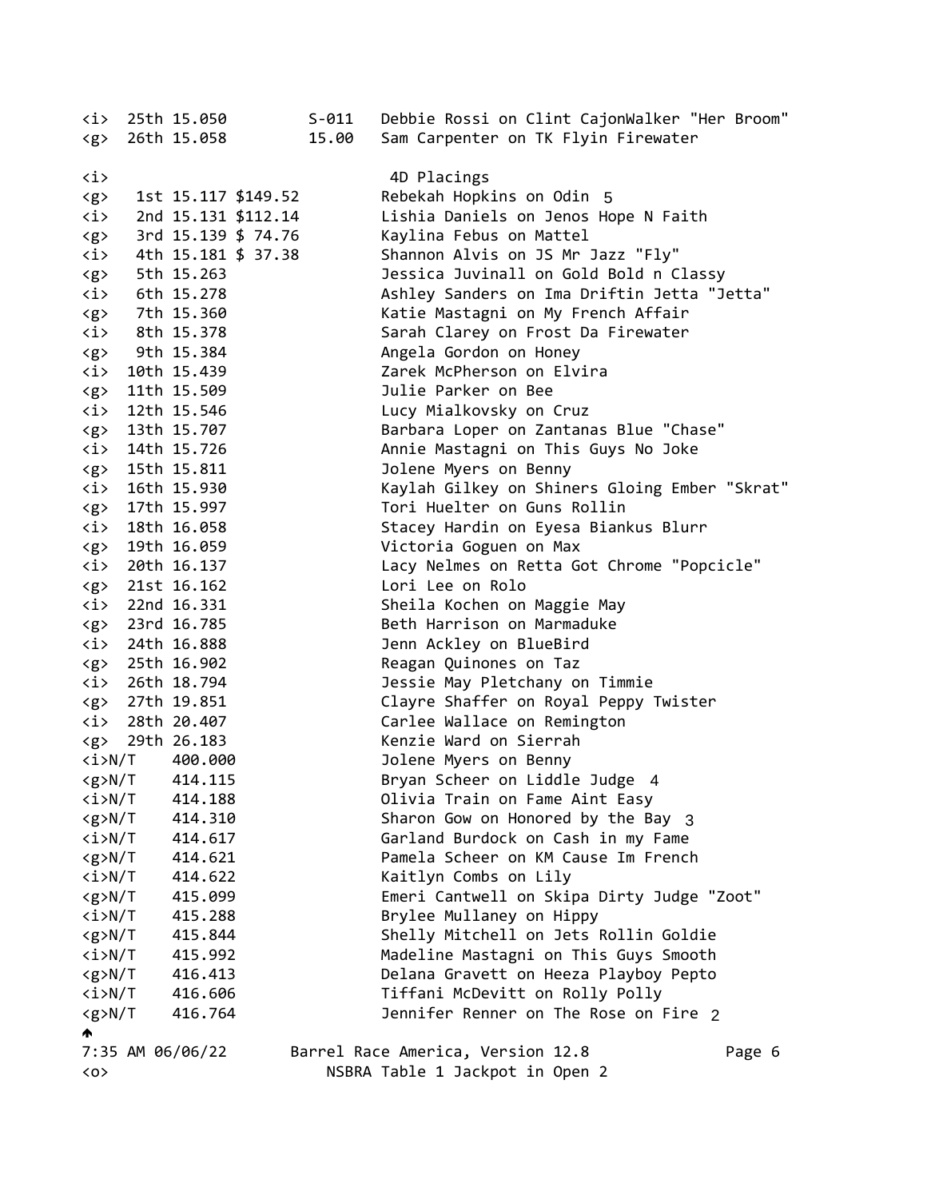```
<i>  25th 15.050         S-011   Debbie Rossi on Clint CajonWalker "Her Broom"
<g>  26th 15.058         15.00   Sam Carpenter on TK Flyin Firewater

<i>                               4D Placings
<g>   1st 15.117 $149.52         Rebekah Hopkins on Odin  5
<i>   2nd 15.131 $112.14         Lishia Daniels on Jenos Hope N Faith
<g>   3rd 15.139 $ 74.76         Kaylina Febus on Mattel
<i>   4th 15.181 $ 37.38         Shannon Alvis on JS Mr Jazz "Fly"
<g>   5th 15.263                 Jessica Juvinall on Gold Bold n Classy
<i>   6th 15.278                 Ashley Sanders on Ima Driftin Jetta "Jetta"
<g>   7th 15.360                 Katie Mastagni on My French Affair
<i>   8th 15.378                 Sarah Clarey on Frost Da Firewater
<g>   9th 15.384                 Angela Gordon on Honey
<i>  10th 15.439                 Zarek McPherson on Elvira
<g>  11th 15.509                 Julie Parker on Bee
<i>  12th 15.546                 Lucy Mialkovsky on Cruz
<g>  13th 15.707                 Barbara Loper on Zantanas Blue "Chase"
<i>  14th 15.726                 Annie Mastagni on This Guys No Joke
<g>  15th 15.811                 Jolene Myers on Benny
<i>  16th 15.930                 Kaylah Gilkey on Shiners Gloing Ember "Skrat"
<g>  17th 15.997                 Tori Huelter on Guns Rollin
<i>  18th 16.058                 Stacey Hardin on Eyesa Biankus Blurr
<g>  19th 16.059                 Victoria Goguen on Max
<i>  20th 16.137                 Lacy Nelmes on Retta Got Chrome "Popcicle"
<g>  21st 16.162                 Lori Lee on Rolo
<i>  22nd 16.331                 Sheila Kochen on Maggie May
<g>  23rd 16.785                 Beth Harrison on Marmaduke
<i>  24th 16.888                 Jenn Ackley on BlueBird
<g>  25th 16.902                 Reagan Quinones on Taz
<i>  26th 18.794                 Jessie May Pletchany on Timmie
<g>  27th 19.851                 Clayre Shaffer on Royal Peppy Twister
<i>  28th 20.407                 Carlee Wallace on Remington
<g>  29th 26.183                 Kenzie Ward on Sierrah
<i>N/T    400.000                Jolene Myers on Benny
<g>N/T    414.115                Bryan Scheer on Liddle Judge  4
<i>N/T    414.188                Olivia Train on Fame Aint Easy
<g>N/T    414.310                Sharon Gow on Honored by the Bay  3
<i>N/T    414.617                Garland Burdock on Cash in my Fame
<g>N/T    414.621                Pamela Scheer on KM Cause Im French
<i>N/T    414.622                Kaitlyn Combs on Lily
<g>N/T    415.099                Emeri Cantwell on Skipa Dirty Judge "Zoot"
<i>N/T    415.288                Brylee Mullaney on Hippy
<g>N/T    415.844                Shelly Mitchell on Jets Rollin Goldie
<i>N/T    415.992                Madeline Mastagni on This Guys Smooth
<g>N/T    416.413                Delana Gravett on Heeza Playboy Pepto
<i>N/T    416.606                Tiffani McDevitt on Rolly Polly
<g>N/T    416.764                Jennifer Renner on The Rose on Fire  2

7:35 AM 06/06/22       Barrel Race America, Version 12.8
<o>                        NSBRA Table 1 Jackpot in Open 2
```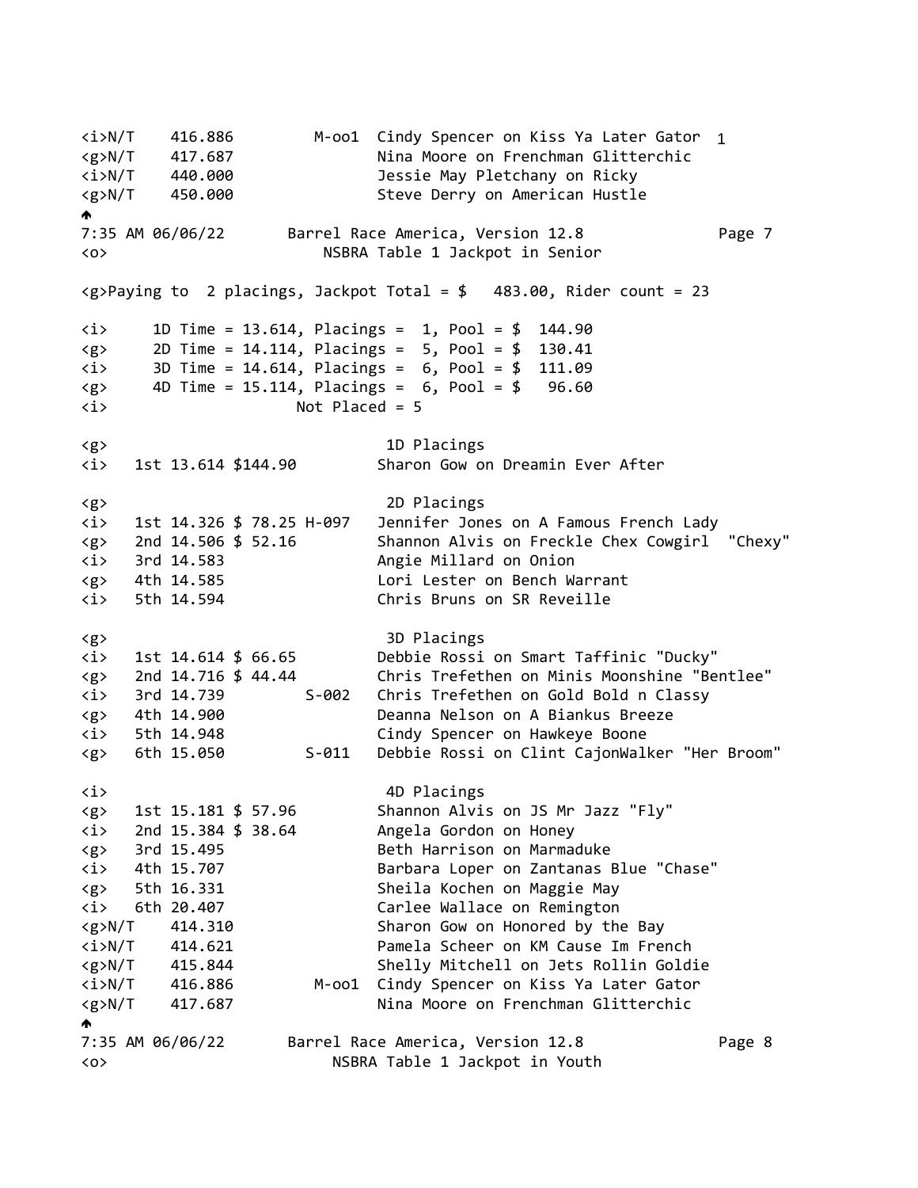```
<i>N/T    416.886         M-oo1  Cindy Spencer on Kiss Ya Later Gator  1
<g>N/T    417.687                Nina Moore on Frenchman Glitterchic
<i>N/T    440.000                Jessie May Pletchany on Ricky
<g>N/T    450.000                Steve Derry on American Hustle
```

7:35 AM 06/06/22 Barrel Race America, Version 12.8

```
<o>                        NSBRA Table 1 Jackpot in Senior

<g>Paying to  2 placings, Jackpot Total = $   483.00, Rider count = 23

<i>     1D Time = 13.614, Placings =  1, Pool = $  144.90
<g>     2D Time = 14.114, Placings =  5, Pool = $  130.41
<i>     3D Time = 14.614, Placings =  6, Pool = $  111.09
<g>     4D Time = 15.114, Placings =  6, Pool = $   96.60
<i>                     Not Placed = 5

<g>                               1D Placings
<i>   1st 13.614 $144.90         Sharon Gow on Dreamin Ever After

<g>                               2D Placings
<i>   1st 14.326 $ 78.25 H-097   Jennifer Jones on A Famous French Lady
<g>   2nd 14.506 $ 52.16         Shannon Alvis on Freckle Chex Cowgirl  "Chexy"
<i>   3rd 14.583                 Angie Millard on Onion
<g>   4th 14.585                 Lori Lester on Bench Warrant
<i>   5th 14.594                 Chris Bruns on SR Reveille

<g>                               3D Placings
<i>   1st 14.614 $ 66.65         Debbie Rossi on Smart Taffinic "Ducky"
<g>   2nd 14.716 $ 44.44         Chris Trefethen on Minis Moonshine "Bentlee"
<i>   3rd 14.739         S-002   Chris Trefethen on Gold Bold n Classy
<g>   4th 14.900                 Deanna Nelson on A Biankus Breeze
<i>   5th 14.948                 Cindy Spencer on Hawkeye Boone
<g>   6th 15.050         S-011   Debbie Rossi on Clint CajonWalker "Her Broom"

<i>                               4D Placings
<g>   1st 15.181 $ 57.96         Shannon Alvis on JS Mr Jazz "Fly"
<i>   2nd 15.384 $ 38.64         Angela Gordon on Honey
<g>   3rd 15.495                 Beth Harrison on Marmaduke
<i>   4th 15.707                 Barbara Loper on Zantanas Blue "Chase"
<g>   5th 16.331                 Sheila Kochen on Maggie May
<i>   6th 20.407                 Carlee Wallace on Remington
<g>N/T    414.310                Sharon Gow on Honored by the Bay
<i>N/T    414.621                Pamela Scheer on KM Cause Im French
<g>N/T    415.844                Shelly Mitchell on Jets Rollin Goldie
<i>N/T    416.886         M-oo1  Cindy Spencer on Kiss Ya Later Gator
<g>N/T    417.687                Nina Moore on Frenchman Glitterchic
```

7:35 AM 06/06/22 Barrel Race America, Version 12.8

```
<o>                         NSBRA Table 1 Jackpot in Youth
```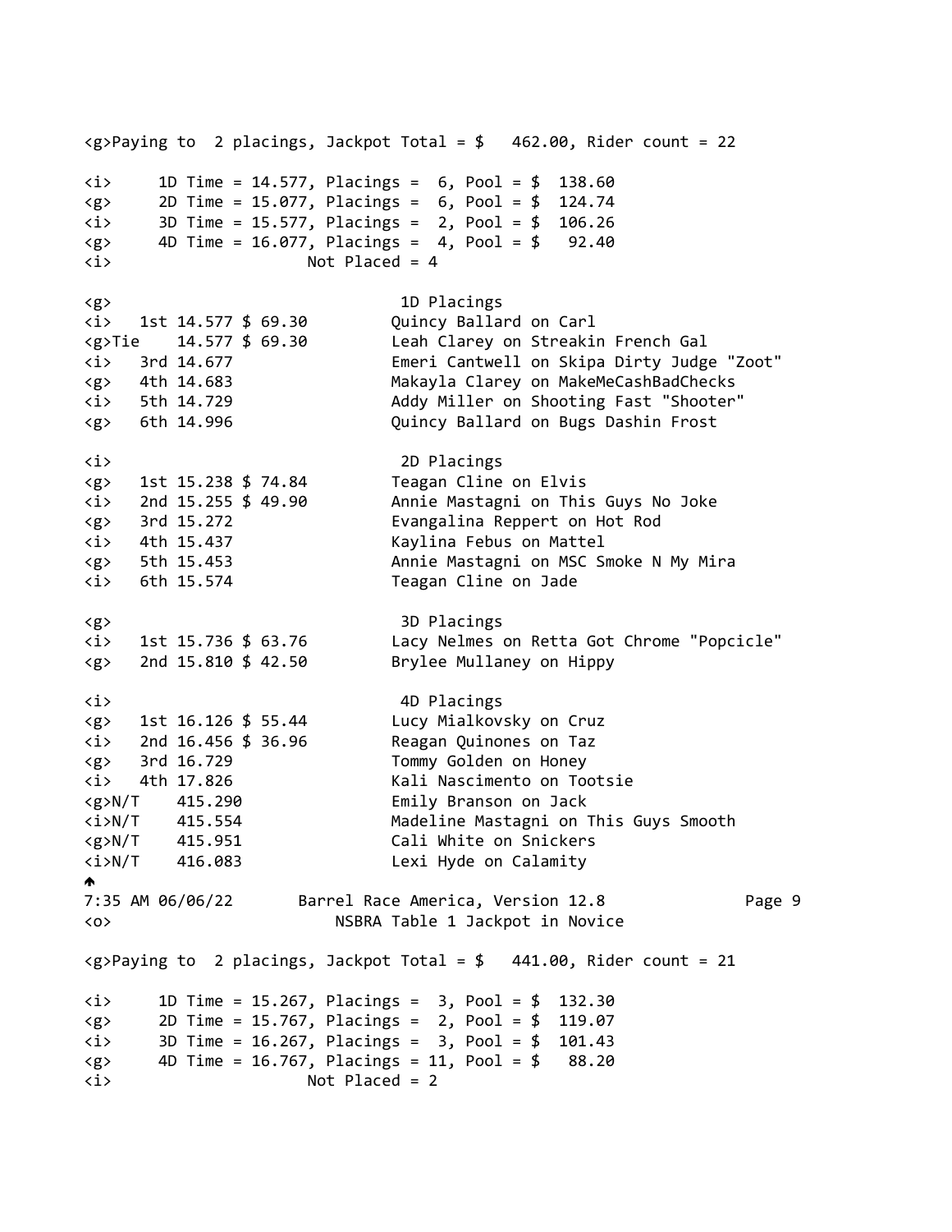```
<g>Paying to  2 placings, Jackpot Total = $   462.00, Rider count = 22

<i>     1D Time = 14.577, Placings =  6, Pool = $  138.60
<g>     2D Time = 15.077, Placings =  6, Pool = $  124.74
<i>     3D Time = 15.577, Placings =  2, Pool = $  106.26
<g>     4D Time = 16.077, Placings =  4, Pool = $   92.40
<i>                     Not Placed = 4

<g>                               1D Placings
<i>   1st 14.577 $ 69.30         Quincy Ballard on Carl
<g>Tie    14.577 $ 69.30         Leah Clarey on Streakin French Gal
<i>   3rd 14.677                 Emeri Cantwell on Skipa Dirty Judge "Zoot"
<g>   4th 14.683                 Makayla Clarey on MakeMeCashBadChecks
<i>   5th 14.729                 Addy Miller on Shooting Fast "Shooter"
<g>   6th 14.996                 Quincy Ballard on Bugs Dashin Frost

<i>                               2D Placings
<g>   1st 15.238 $ 74.84         Teagan Cline on Elvis
<i>   2nd 15.255 $ 49.90         Annie Mastagni on This Guys No Joke
<g>   3rd 15.272                 Evangalina Reppert on Hot Rod
<i>   4th 15.437                 Kaylina Febus on Mattel
<g>   5th 15.453                 Annie Mastagni on MSC Smoke N My Mira
<i>   6th 15.574                 Teagan Cline on Jade

<g>                               3D Placings
<i>   1st 15.736 $ 63.76         Lacy Nelmes on Retta Got Chrome "Popcicle"
<g>   2nd 15.810 $ 42.50         Brylee Mullaney on Hippy

<i>                               4D Placings
<g>   1st 16.126 $ 55.44         Lucy Mialkovsky on Cruz
<i>   2nd 16.456 $ 36.96         Reagan Quinones on Taz
<g>   3rd 16.729                 Tommy Golden on Honey
<i>   4th 17.826                 Kali Nascimento on Tootsie
<g>N/T    415.290                Emily Branson on Jack
<i>N/T    415.554                Madeline Mastagni on This Guys Smooth
<g>N/T    415.951                Cali White on Snickers
<i>N/T    416.083                Lexi Hyde on Calamity
```

```
7:35 AM 06/06/22       Barrel Race America, Version 12.8
<o>                        NSBRA Table 1 Jackpot in Novice

<g>Paying to  2 placings, Jackpot Total = $   441.00, Rider count = 21

<i>     1D Time = 15.267, Placings =  3, Pool = $  132.30
<g>     2D Time = 15.767, Placings =  2, Pool = $  119.07
<i>     3D Time = 16.267, Placings =  3, Pool = $  101.43
<g>     4D Time = 16.767, Placings = 11, Pool = $   88.20
<i>                     Not Placed = 2
```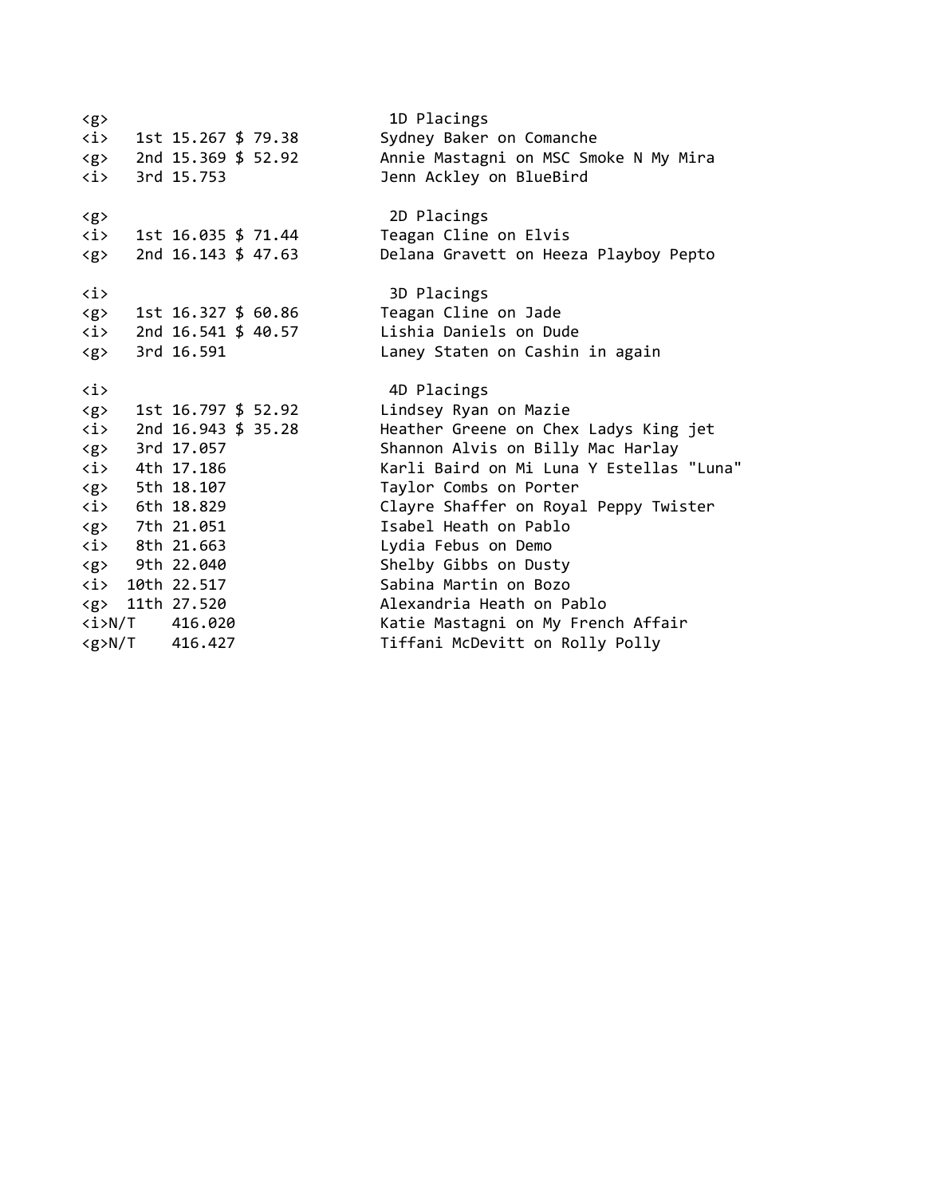```
<g>                                     1D Placings
<i>   1st 15.267 $ 79.38               Sydney Baker on Comanche
<g>   2nd 15.369 $ 52.92               Annie Mastagni on MSC Smoke N My Mira
<i>   3rd 15.753                       Jenn Ackley on BlueBird

<g>                                     2D Placings
<i>   1st 16.035 $ 71.44               Teagan Cline on Elvis
<g>   2nd 16.143 $ 47.63               Delana Gravett on Heeza Playboy Pepto

<i>                                     3D Placings
<g>   1st 16.327 $ 60.86               Teagan Cline on Jade
<i>   2nd 16.541 $ 40.57               Lishia Daniels on Dude
<g>   3rd 16.591                       Laney Staten on Cashin in again

<i>                                     4D Placings
<g>   1st 16.797 $ 52.92               Lindsey Ryan on Mazie
<i>   2nd 16.943 $ 35.28               Heather Greene on Chex Ladys King jet
<g>   3rd 17.057                       Shannon Alvis on Billy Mac Harlay
<i>   4th 17.186                       Karli Baird on Mi Luna Y Estellas "Luna"
<g>   5th 18.107                       Taylor Combs on Porter
<i>   6th 18.829                       Clayre Shaffer on Royal Peppy Twister
<g>   7th 21.051                       Isabel Heath on Pablo
<i>   8th 21.663                       Lydia Febus on Demo
<g>   9th 22.040                       Shelby Gibbs on Dusty
<i>  10th 22.517                       Sabina Martin on Bozo
<g>  11th 27.520                       Alexandria Heath on Pablo
<i>N/T    416.020                      Katie Mastagni on My French Affair
<g>N/T    416.427                      Tiffani McDevitt on Rolly Polly
```